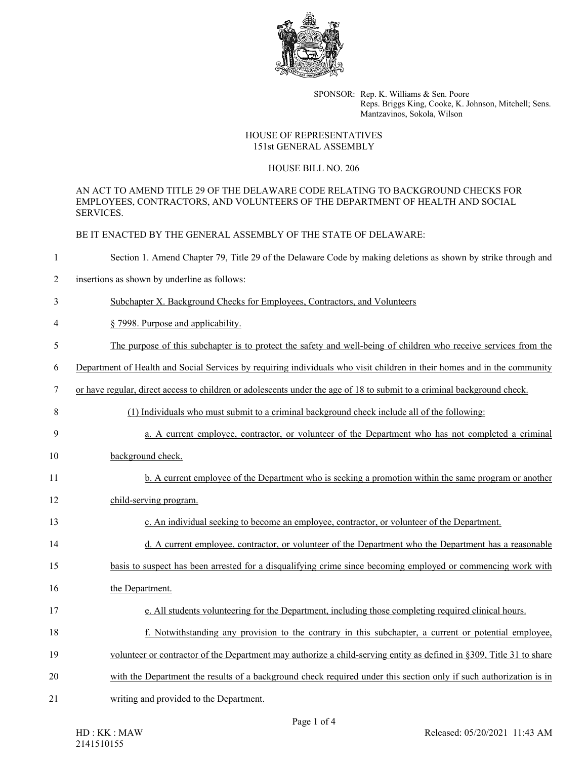SPONSOR: Rep. K. Williams & Sen. Poore
Reps. Briggs King, Cooke, K. Johnson, Mitchell; Sens. Mantzavinos, Sokola, Wilson

HOUSE OF REPRESENTATIVES
151st GENERAL ASSEMBLY

HOUSE BILL NO. 206

AN ACT TO AMEND TITLE 29 OF THE DELAWARE CODE RELATING TO BACKGROUND CHECKS FOR EMPLOYEES, CONTRACTORS, AND VOLUNTEERS OF THE DEPARTMENT OF HEALTH AND SOCIAL SERVICES.

BE IT ENACTED BY THE GENERAL ASSEMBLY OF THE STATE OF DELAWARE:

1 Section 1. Amend Chapter 79, Title 29 of the Delaware Code by making deletions as shown by strike through and
2 insertions as shown by underline as follows:

3 <u>Subchapter X. Background Checks for Employees, Contractors, and Volunteers</u>

4 <u>§ 7998. Purpose and applicability.</u>

5 <u>The purpose of this subchapter is to protect the safety and well-being of children who receive services from the</u>
6 <u>Department of Health and Social Services by requiring individuals who visit children in their homes and in the community</u>
7 <u>or have regular, direct access to children or adolescents under the age of 18 to submit to a criminal background check.</u>

8 <u>(1) Individuals who must submit to a criminal background check include all of the following:</u>

9 <u>a. A current employee, contractor, or volunteer of the Department who has not completed a criminal</u>
10 <u>background check.</u>

11 <u>b. A current employee of the Department who is seeking a promotion within the same program or another</u>
12 <u>child-serving program.</u>

13 <u>c. An individual seeking to become an employee, contractor, or volunteer of the Department.</u>

14 <u>d. A current employee, contractor, or volunteer of the Department who the Department has a reasonable</u>
15 <u>basis to suspect has been arrested for a disqualifying crime since becoming employed or commencing work with</u>
16 <u>the Department.</u>

17 <u>e. All students volunteering for the Department, including those completing required clinical hours.</u>

18 <u>f. Notwithstanding any provision to the contrary in this subchapter, a current or potential employee,</u>
19 <u>volunteer or contractor of the Department may authorize a child-serving entity as defined in §309, Title 31 to share</u>
20 <u>with the Department the results of a background check required under this section only if such authorization is in</u>
21 <u>writing and provided to the Department.</u>

HD : KK : MAW
2141510155

Released: 05/20/2021 11:43 AM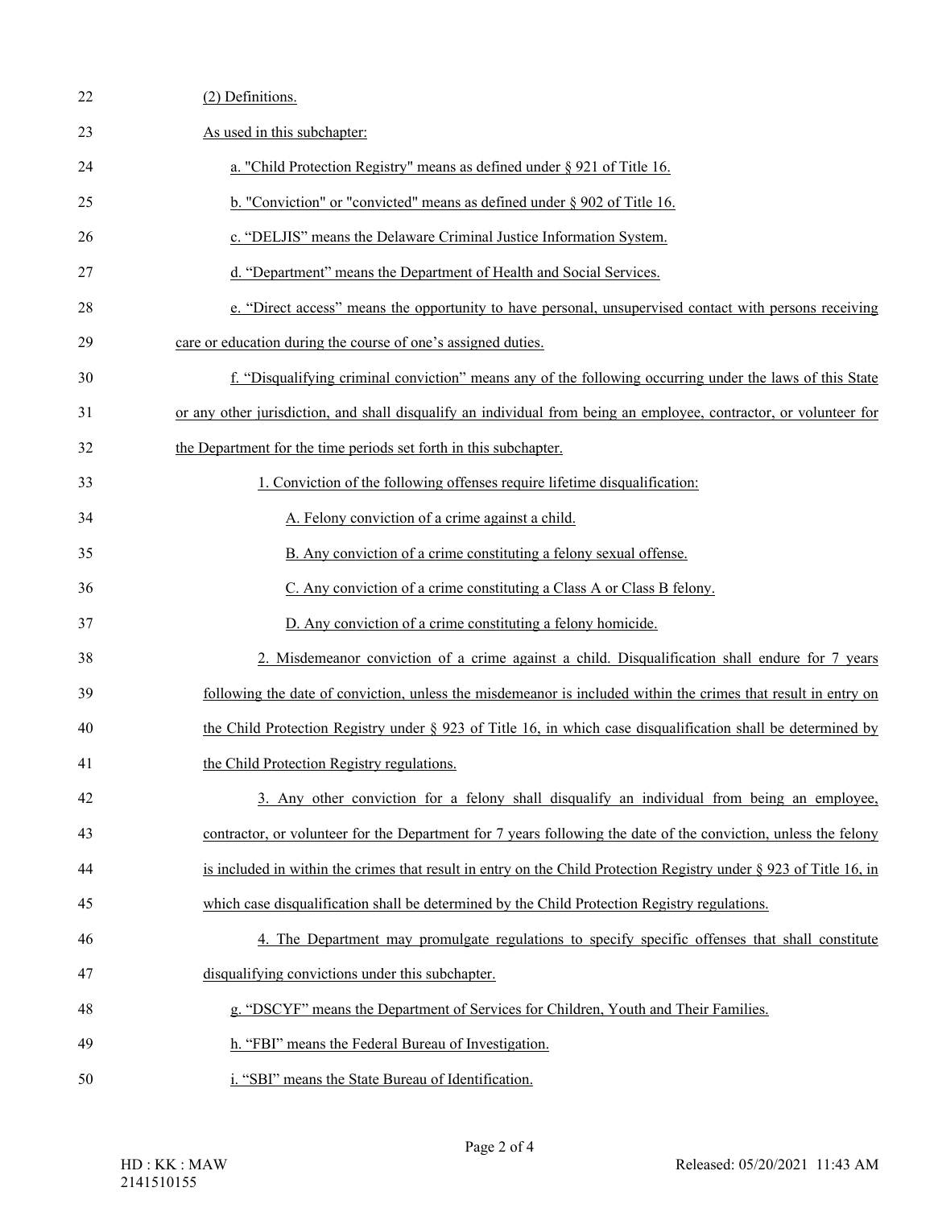(2) Definitions.

As used in this subchapter:

a. "Child Protection Registry" means as defined under § 921 of Title 16.

b. "Conviction" or "convicted" means as defined under § 902 of Title 16.

c. "DELJIS" means the Delaware Criminal Justice Information System.

d. "Department" means the Department of Health and Social Services.

e. "Direct access" means the opportunity to have personal, unsupervised contact with persons receiving care or education during the course of one's assigned duties.

f. "Disqualifying criminal conviction" means any of the following occurring under the laws of this State or any other jurisdiction, and shall disqualify an individual from being an employee, contractor, or volunteer for the Department for the time periods set forth in this subchapter.

1. Conviction of the following offenses require lifetime disqualification:

A. Felony conviction of a crime against a child.

B. Any conviction of a crime constituting a felony sexual offense.

C. Any conviction of a crime constituting a Class A or Class B felony.

D. Any conviction of a crime constituting a felony homicide.

2. Misdemeanor conviction of a crime against a child. Disqualification shall endure for 7 years following the date of conviction, unless the misdemeanor is included within the crimes that result in entry on the Child Protection Registry under § 923 of Title 16, in which case disqualification shall be determined by the Child Protection Registry regulations.

3. Any other conviction for a felony shall disqualify an individual from being an employee, contractor, or volunteer for the Department for 7 years following the date of the conviction, unless the felony is included in within the crimes that result in entry on the Child Protection Registry under § 923 of Title 16, in which case disqualification shall be determined by the Child Protection Registry regulations.

4. The Department may promulgate regulations to specify specific offenses that shall constitute disqualifying convictions under this subchapter.

g. "DSCYF" means the Department of Services for Children, Youth and Their Families.

h. "FBI" means the Federal Bureau of Investigation.

i. "SBI" means the State Bureau of Identification.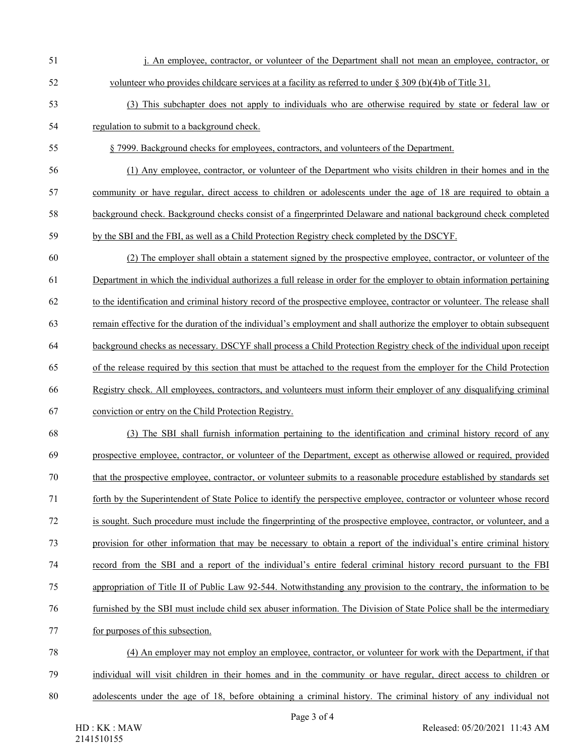j. An employee, contractor, or volunteer of the Department shall not mean an employee, contractor, or volunteer who provides childcare services at a facility as referred to under § 309 (b)(4)b of Title 31.

(3) This subchapter does not apply to individuals who are otherwise required by state or federal law or regulation to submit to a background check.

§ 7999. Background checks for employees, contractors, and volunteers of the Department.

(1) Any employee, contractor, or volunteer of the Department who visits children in their homes and in the community or have regular, direct access to children or adolescents under the age of 18 are required to obtain a background check. Background checks consist of a fingerprinted Delaware and national background check completed by the SBI and the FBI, as well as a Child Protection Registry check completed by the DSCYF.

(2) The employer shall obtain a statement signed by the prospective employee, contractor, or volunteer of the Department in which the individual authorizes a full release in order for the employer to obtain information pertaining to the identification and criminal history record of the prospective employee, contractor or volunteer. The release shall remain effective for the duration of the individual's employment and shall authorize the employer to obtain subsequent background checks as necessary. DSCYF shall process a Child Protection Registry check of the individual upon receipt of the release required by this section that must be attached to the request from the employer for the Child Protection Registry check. All employees, contractors, and volunteers must inform their employer of any disqualifying criminal conviction or entry on the Child Protection Registry.

(3) The SBI shall furnish information pertaining to the identification and criminal history record of any prospective employee, contractor, or volunteer of the Department, except as otherwise allowed or required, provided that the prospective employee, contractor, or volunteer submits to a reasonable procedure established by standards set forth by the Superintendent of State Police to identify the perspective employee, contractor or volunteer whose record is sought. Such procedure must include the fingerprinting of the prospective employee, contractor, or volunteer, and a provision for other information that may be necessary to obtain a report of the individual's entire criminal history record from the SBI and a report of the individual's entire federal criminal history record pursuant to the FBI appropriation of Title II of Public Law 92-544. Notwithstanding any provision to the contrary, the information to be furnished by the SBI must include child sex abuser information. The Division of State Police shall be the intermediary for purposes of this subsection.

(4) An employer may not employ an employee, contractor, or volunteer for work with the Department, if that individual will visit children in their homes and in the community or have regular, direct access to children or adolescents under the age of 18, before obtaining a criminal history. The criminal history of any individual not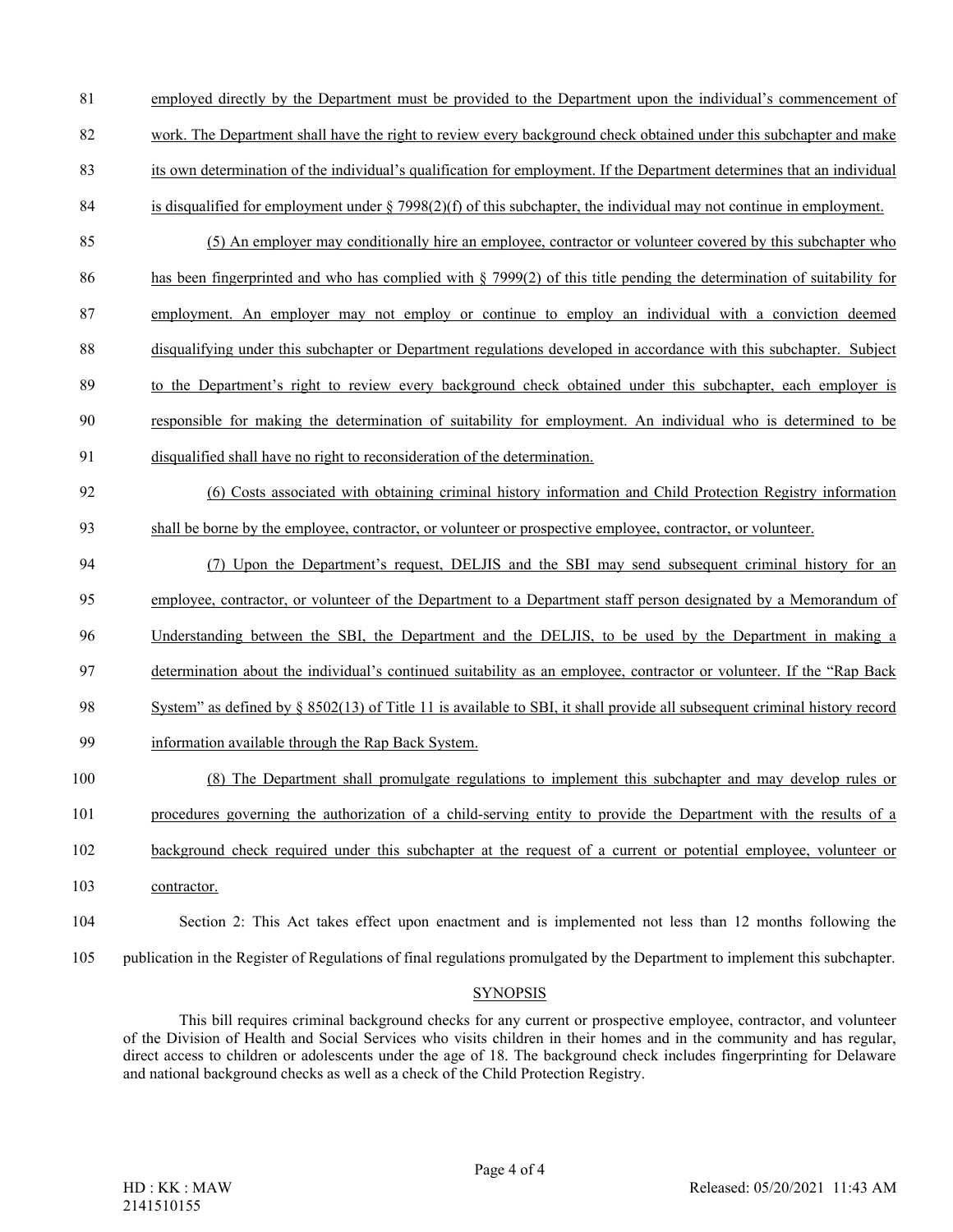employed directly by the Department must be provided to the Department upon the individual's commencement of work. The Department shall have the right to review every background check obtained under this subchapter and make its own determination of the individual's qualification for employment. If the Department determines that an individual is disqualified for employment under § 7998(2)(f) of this subchapter, the individual may not continue in employment.

(5) An employer may conditionally hire an employee, contractor or volunteer covered by this subchapter who has been fingerprinted and who has complied with § 7999(2) of this title pending the determination of suitability for employment. An employer may not employ or continue to employ an individual with a conviction deemed disqualifying under this subchapter or Department regulations developed in accordance with this subchapter. Subject to the Department's right to review every background check obtained under this subchapter, each employer is responsible for making the determination of suitability for employment. An individual who is determined to be disqualified shall have no right to reconsideration of the determination.

(6) Costs associated with obtaining criminal history information and Child Protection Registry information shall be borne by the employee, contractor, or volunteer or prospective employee, contractor, or volunteer.

(7) Upon the Department's request, DELJIS and the SBI may send subsequent criminal history for an employee, contractor, or volunteer of the Department to a Department staff person designated by a Memorandum of Understanding between the SBI, the Department and the DELJIS, to be used by the Department in making a determination about the individual's continued suitability as an employee, contractor or volunteer. If the "Rap Back System" as defined by § 8502(13) of Title 11 is available to SBI, it shall provide all subsequent criminal history record information available through the Rap Back System.

(8) The Department shall promulgate regulations to implement this subchapter and may develop rules or procedures governing the authorization of a child-serving entity to provide the Department with the results of a background check required under this subchapter at the request of a current or potential employee, volunteer or contractor.

Section 2: This Act takes effect upon enactment and is implemented not less than 12 months following the publication in the Register of Regulations of final regulations promulgated by the Department to implement this subchapter.

## SYNOPSIS

This bill requires criminal background checks for any current or prospective employee, contractor, and volunteer of the Division of Health and Social Services who visits children in their homes and in the community and has regular, direct access to children or adolescents under the age of 18. The background check includes fingerprinting for Delaware and national background checks as well as a check of the Child Protection Registry.

HD : KK : MAW
2141510155

Released: 05/20/2021 11:43 AM